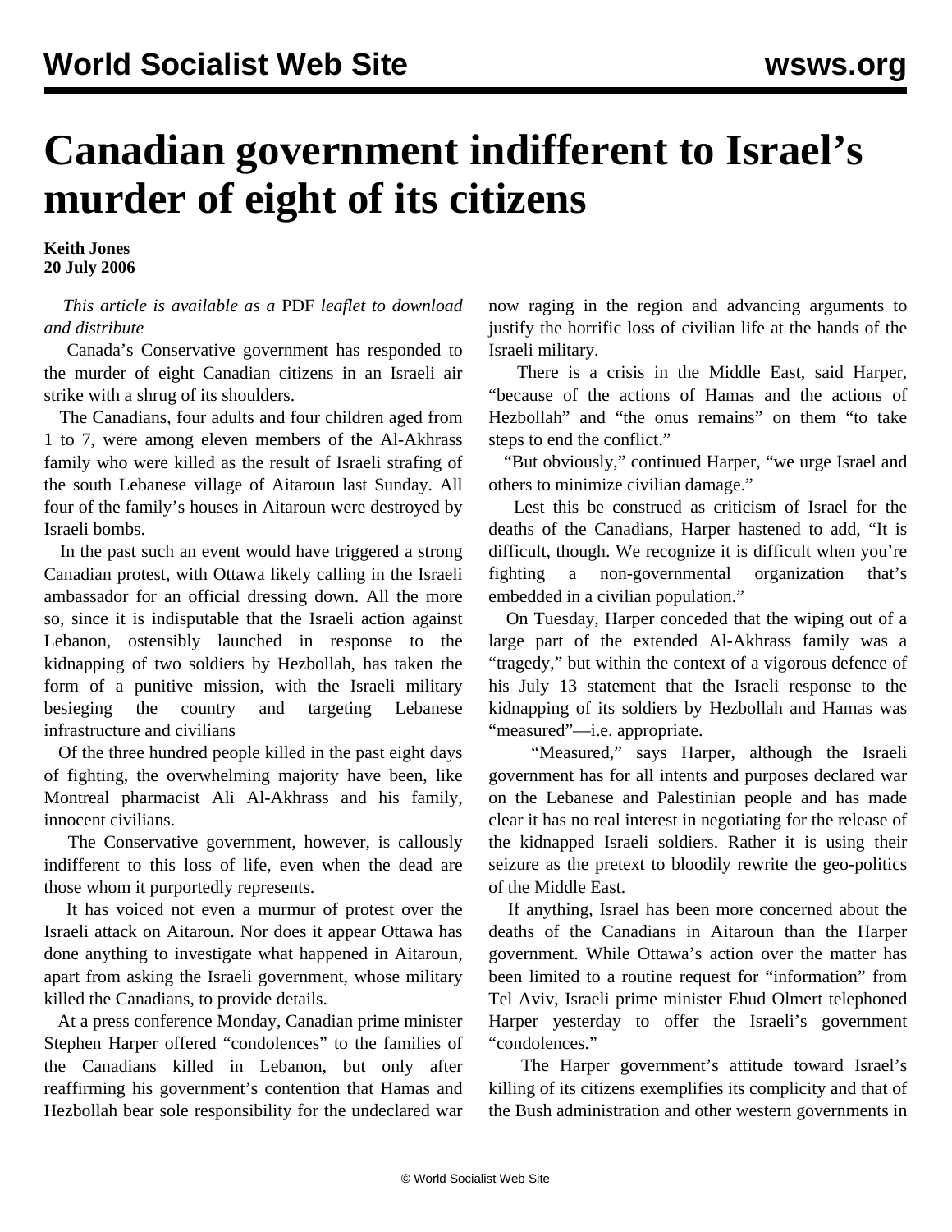# Canadian government indifferent to Israel's murder of eight of its citizens

**Keith Jones**
**20 July 2006**

*This article is available as a* PDF *leaflet to download and distribute*

Canada's Conservative government has responded to the murder of eight Canadian citizens in an Israeli air strike with a shrug of its shoulders.

The Canadians, four adults and four children aged from 1 to 7, were among eleven members of the Al-Akhrass family who were killed as the result of Israeli strafing of the south Lebanese village of Aitaroun last Sunday. All four of the family's houses in Aitaroun were destroyed by Israeli bombs.

In the past such an event would have triggered a strong Canadian protest, with Ottawa likely calling in the Israeli ambassador for an official dressing down. All the more so, since it is indisputable that the Israeli action against Lebanon, ostensibly launched in response to the kidnapping of two soldiers by Hezbollah, has taken the form of a punitive mission, with the Israeli military besieging the country and targeting Lebanese infrastructure and civilians

Of the three hundred people killed in the past eight days of fighting, the overwhelming majority have been, like Montreal pharmacist Ali Al-Akhrass and his family, innocent civilians.

The Conservative government, however, is callously indifferent to this loss of life, even when the dead are those whom it purportedly represents.

It has voiced not even a murmur of protest over the Israeli attack on Aitaroun. Nor does it appear Ottawa has done anything to investigate what happened in Aitaroun, apart from asking the Israeli government, whose military killed the Canadians, to provide details.

At a press conference Monday, Canadian prime minister Stephen Harper offered "condolences" to the families of the Canadians killed in Lebanon, but only after reaffirming his government's contention that Hamas and Hezbollah bear sole responsibility for the undeclared war now raging in the region and advancing arguments to justify the horrific loss of civilian life at the hands of the Israeli military.

There is a crisis in the Middle East, said Harper, "because of the actions of Hamas and the actions of Hezbollah" and "the onus remains" on them "to take steps to end the conflict."

"But obviously," continued Harper, "we urge Israel and others to minimize civilian damage."

Lest this be construed as criticism of Israel for the deaths of the Canadians, Harper hastened to add, "It is difficult, though. We recognize it is difficult when you're fighting a non-governmental organization that's embedded in a civilian population."

On Tuesday, Harper conceded that the wiping out of a large part of the extended Al-Akhrass family was a "tragedy," but within the context of a vigorous defence of his July 13 statement that the Israeli response to the kidnapping of its soldiers by Hezbollah and Hamas was "measured"—i.e. appropriate.

"Measured," says Harper, although the Israeli government has for all intents and purposes declared war on the Lebanese and Palestinian people and has made clear it has no real interest in negotiating for the release of the kidnapped Israeli soldiers. Rather it is using their seizure as the pretext to bloodily rewrite the geo-politics of the Middle East.

If anything, Israel has been more concerned about the deaths of the Canadians in Aitaroun than the Harper government. While Ottawa's action over the matter has been limited to a routine request for "information" from Tel Aviv, Israeli prime minister Ehud Olmert telephoned Harper yesterday to offer the Israeli's government "condolences."

The Harper government's attitude toward Israel's killing of its citizens exemplifies its complicity and that of the Bush administration and other western governments in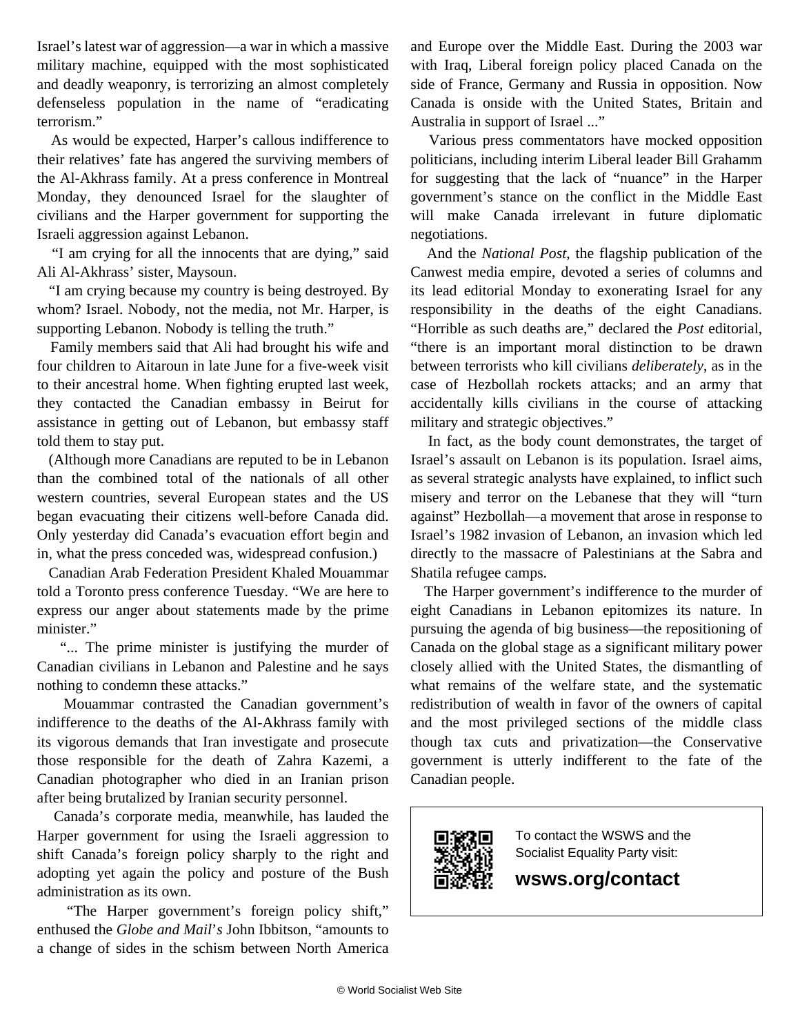Israel's latest war of aggression—a war in which a massive military machine, equipped with the most sophisticated and deadly weaponry, is terrorizing an almost completely defenseless population in the name of "eradicating terrorism."

As would be expected, Harper's callous indifference to their relatives' fate has angered the surviving members of the Al-Akhrass family. At a press conference in Montreal Monday, they denounced Israel for the slaughter of civilians and the Harper government for supporting the Israeli aggression against Lebanon.

"I am crying for all the innocents that are dying," said Ali Al-Akhrass' sister, Maysoun.

"I am crying because my country is being destroyed. By whom? Israel. Nobody, not the media, not Mr. Harper, is supporting Lebanon. Nobody is telling the truth."

Family members said that Ali had brought his wife and four children to Aitaroun in late June for a five-week visit to their ancestral home. When fighting erupted last week, they contacted the Canadian embassy in Beirut for assistance in getting out of Lebanon, but embassy staff told them to stay put.

(Although more Canadians are reputed to be in Lebanon than the combined total of the nationals of all other western countries, several European states and the US began evacuating their citizens well-before Canada did. Only yesterday did Canada's evacuation effort begin and in, what the press conceded was, widespread confusion.)

Canadian Arab Federation President Khaled Mouammar told a Toronto press conference Tuesday. "We are here to express our anger about statements made by the prime minister."

"... The prime minister is justifying the murder of Canadian civilians in Lebanon and Palestine and he says nothing to condemn these attacks."

Mouammar contrasted the Canadian government's indifference to the deaths of the Al-Akhrass family with its vigorous demands that Iran investigate and prosecute those responsible for the death of Zahra Kazemi, a Canadian photographer who died in an Iranian prison after being brutalized by Iranian security personnel.

Canada's corporate media, meanwhile, has lauded the Harper government for using the Israeli aggression to shift Canada's foreign policy sharply to the right and adopting yet again the policy and posture of the Bush administration as its own.

"The Harper government's foreign policy shift," enthused the *Globe and Mail*'s John Ibbitson, "amounts to a change of sides in the schism between North America and Europe over the Middle East. During the 2003 war with Iraq, Liberal foreign policy placed Canada on the side of France, Germany and Russia in opposition. Now Canada is onside with the United States, Britain and Australia in support of Israel ..."

Various press commentators have mocked opposition politicians, including interim Liberal leader Bill Grahamm for suggesting that the lack of "nuance" in the Harper government's stance on the conflict in the Middle East will make Canada irrelevant in future diplomatic negotiations.

And the *National Post*, the flagship publication of the Canwest media empire, devoted a series of columns and its lead editorial Monday to exonerating Israel for any responsibility in the deaths of the eight Canadians. "Horrible as such deaths are," declared the *Post* editorial, "there is an important moral distinction to be drawn between terrorists who kill civilians *deliberately*, as in the case of Hezbollah rockets attacks; and an army that accidentally kills civilians in the course of attacking military and strategic objectives."

In fact, as the body count demonstrates, the target of Israel's assault on Lebanon is its population. Israel aims, as several strategic analysts have explained, to inflict such misery and terror on the Lebanese that they will "turn against" Hezbollah—a movement that arose in response to Israel's 1982 invasion of Lebanon, an invasion which led directly to the massacre of Palestinians at the Sabra and Shatila refugee camps.

The Harper government's indifference to the murder of eight Canadians in Lebanon epitomizes its nature. In pursuing the agenda of big business—the repositioning of Canada on the global stage as a significant military power closely allied with the United States, the dismantling of what remains of the welfare state, and the systematic redistribution of wealth in favor of the owners of capital and the most privileged sections of the middle class though tax cuts and privatization—the Conservative government is utterly indifferent to the fate of the Canadian people.

To contact the WSWS and the Socialist Equality Party visit:

**wsws.org/contact**